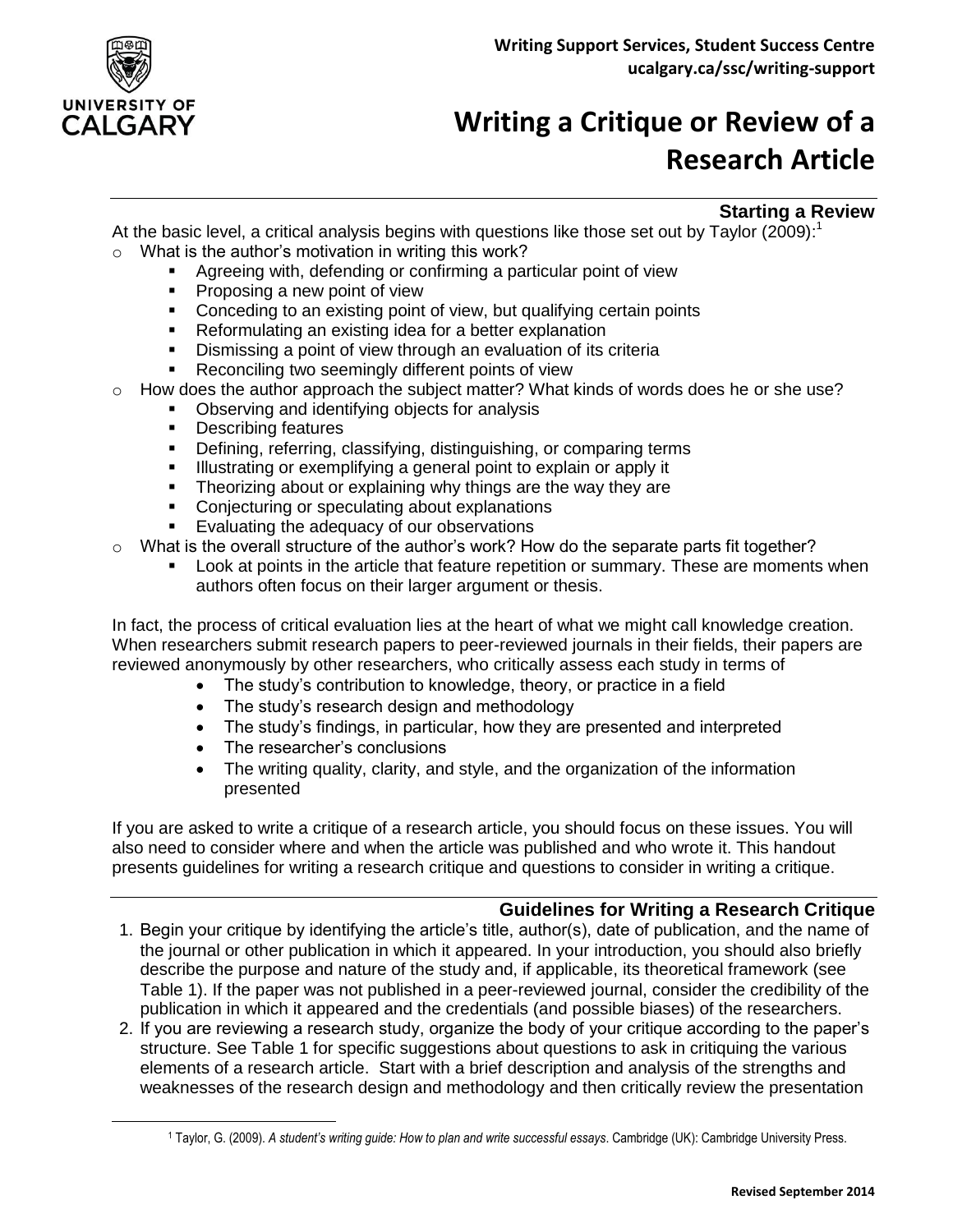Writing Support Services, Student Success Centre
ucalgary.ca/ssc/writing-support

# Writing a Critique or Review of a Research Article

## Starting a Review

At the basic level, a critical analysis begins with questions like those set out by Taylor (2009):[1]

- What is the author's motivation in writing this work?
  - Agreeing with, defending or confirming a particular point of view
  - Proposing a new point of view
  - Conceding to an existing point of view, but qualifying certain points
  - Reformulating an existing idea for a better explanation
  - Dismissing a point of view through an evaluation of its criteria
  - Reconciling two seemingly different points of view
- How does the author approach the subject matter? What kinds of words does he or she use?
  - Observing and identifying objects for analysis
  - Describing features
  - Defining, referring, classifying, distinguishing, or comparing terms
  - Illustrating or exemplifying a general point to explain or apply it
  - Theorizing about or explaining why things are the way they are
  - Conjecturing or speculating about explanations
  - Evaluating the adequacy of our observations
- What is the overall structure of the author's work? How do the separate parts fit together?
  - Look at points in the article that feature repetition or summary. These are moments when authors often focus on their larger argument or thesis.

In fact, the process of critical evaluation lies at the heart of what we might call knowledge creation. When researchers submit research papers to peer-reviewed journals in their fields, their papers are reviewed anonymously by other researchers, who critically assess each study in terms of

- The study's contribution to knowledge, theory, or practice in a field
- The study's research design and methodology
- The study's findings, in particular, how they are presented and interpreted
- The researcher's conclusions
- The writing quality, clarity, and style, and the organization of the information presented

If you are asked to write a critique of a research article, you should focus on these issues. You will also need to consider where and when the article was published and who wrote it. This handout presents guidelines for writing a research critique and questions to consider in writing a critique.

## Guidelines for Writing a Research Critique

1. Begin your critique by identifying the article's title, author(s), date of publication, and the name of the journal or other publication in which it appeared. In your introduction, you should also briefly describe the purpose and nature of the study and, if applicable, its theoretical framework (see Table 1). If the paper was not published in a peer-reviewed journal, consider the credibility of the publication in which it appeared and the credentials (and possible biases) of the researchers.
2. If you are reviewing a research study, organize the body of your critique according to the paper's structure. See Table 1 for specific suggestions about questions to ask in critiquing the various elements of a research article. Start with a brief description and analysis of the strengths and weaknesses of the research design and methodology and then critically review the presentation

[1] Taylor, G. (2009). *A student's writing guide: How to plan and write successful essays*. Cambridge (UK): Cambridge University Press.

Revised September 2014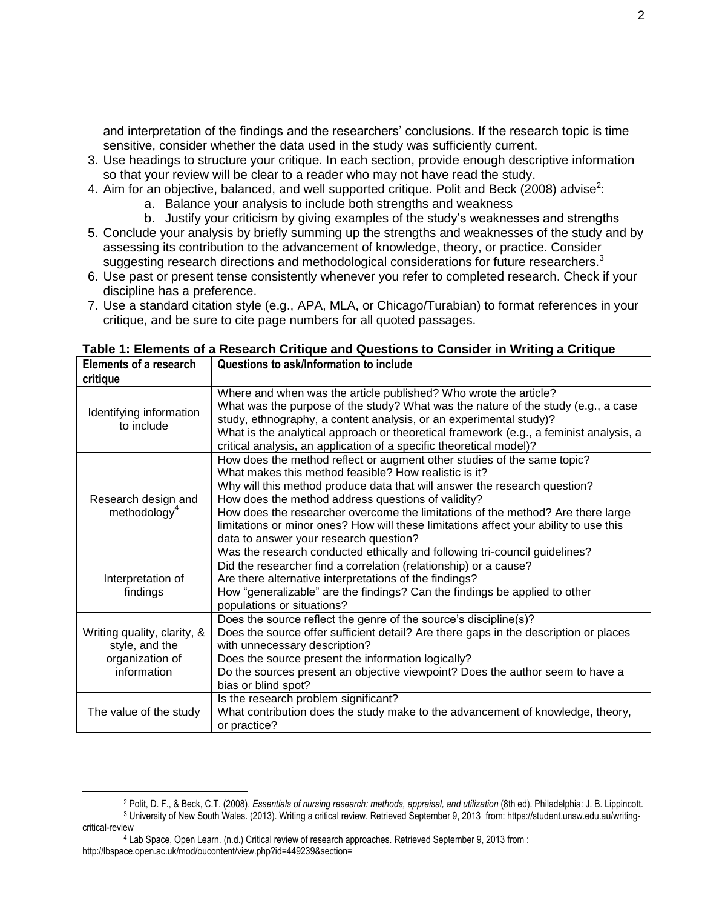and interpretation of the findings and the researchers' conclusions. If the research topic is time sensitive, consider whether the data used in the study was sufficiently current.

3. Use headings to structure your critique. In each section, provide enough descriptive information so that your review will be clear to a reader who may not have read the study.
4. Aim for an objective, balanced, and well supported critique. Polit and Beck (2008) advise[2]:
    a. Balance your analysis to include both strengths and weakness
    b. Justify your criticism by giving examples of the study's weaknesses and strengths
5. Conclude your analysis by briefly summing up the strengths and weaknesses of the study and by assessing its contribution to the advancement of knowledge, theory, or practice. Consider suggesting research directions and methodological considerations for future researchers.[3]
6. Use past or present tense consistently whenever you refer to completed research. Check if your discipline has a preference.
7. Use a standard citation style (e.g., APA, MLA, or Chicago/Turabian) to format references in your critique, and be sure to cite page numbers for all quoted passages.

**Table 1: Elements of a Research Critique and Questions to Consider in Writing a Critique**

| **Elements of a research critique** | **Questions to ask/Information to include** |
|---|---|
| Identifying information to include | Where and when was the article published? Who wrote the article?<br>What was the purpose of the study? What was the nature of the study (e.g., a case study, ethnography, a content analysis, or an experimental study)?<br>What is the analytical approach or theoretical framework (e.g., a feminist analysis, a critical analysis, an application of a specific theoretical model)? |
| Research design and methodology[4] | How does the method reflect or augment other studies of the same topic?<br>What makes this method feasible? How realistic is it?<br>Why will this method produce data that will answer the research question?<br>How does the method address questions of validity?<br>How does the researcher overcome the limitations of the method? Are there large limitations or minor ones? How will these limitations affect your ability to use this data to answer your research question?<br>Was the research conducted ethically and following tri-council guidelines? |
| Interpretation of findings | Did the researcher find a correlation (relationship) or a cause?<br>Are there alternative interpretations of the findings?<br>How "generalizable" are the findings? Can the findings be applied to other populations or situations? |
| Writing quality, clarity, & style, and the organization of information | Does the source reflect the genre of the source's discipline(s)?<br>Does the source offer sufficient detail? Are there gaps in the description or places with unnecessary description?<br>Does the source present the information logically?<br>Do the sources present an objective viewpoint? Does the author seem to have a bias or blind spot? |
| The value of the study | Is the research problem significant?<br>What contribution does the study make to the advancement of knowledge, theory, or practice? |

[2] Polit, D. F., & Beck, C.T. (2008). *Essentials of nursing research: methods, appraisal, and utilization* (8th ed). Philadelphia: J. B. Lippincott.

[3] University of New South Wales. (2013). Writing a critical review. Retrieved September 9, 2013 from: https://student.unsw.edu.au/writing-critical-review

[4] Lab Space, Open Learn. (n.d.) Critical review of research approaches. Retrieved September 9, 2013 from : http://lbspace.open.ac.uk/mod/oucontent/view.php?id=449239&section=